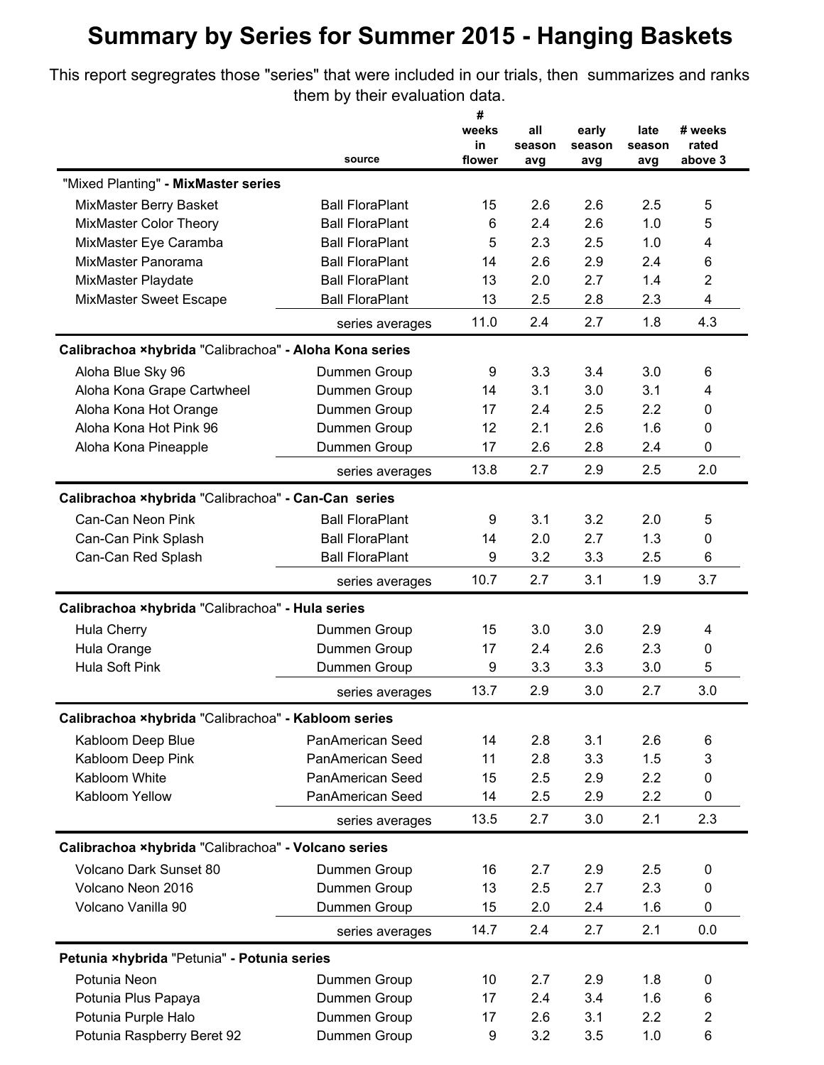# Summary by Series for Summer 2015 - Hanging Baskets

This report segregrates those "series" that were included in our trials, then summarizes and ranks them by their evaluation data.

| | source | # weeks in flower | all season avg | early season avg | late season avg | # weeks rated above 3 |
|---|---|---|---|---|---|---|
| **"Mixed Planting" - MixMaster series** | | | | | | |
| MixMaster Berry Basket | Ball FloraPlant | 15 | 2.6 | 2.6 | 2.5 | 5 |
| MixMaster Color Theory | Ball FloraPlant | 6 | 2.4 | 2.6 | 1.0 | 5 |
| MixMaster Eye Caramba | Ball FloraPlant | 5 | 2.3 | 2.5 | 1.0 | 4 |
| MixMaster Panorama | Ball FloraPlant | 14 | 2.6 | 2.9 | 2.4 | 6 |
| MixMaster Playdate | Ball FloraPlant | 13 | 2.0 | 2.7 | 1.4 | 2 |
| MixMaster Sweet Escape | Ball FloraPlant | 13 | 2.5 | 2.8 | 2.3 | 4 |
| | series averages | 11.0 | 2.4 | 2.7 | 1.8 | 4.3 |
| **Calibrachoa ×hybrida "Calibrachoa" - Aloha Kona series** | | | | | | |
| Aloha Blue Sky 96 | Dummen Group | 9 | 3.3 | 3.4 | 3.0 | 6 |
| Aloha Kona Grape Cartwheel | Dummen Group | 14 | 3.1 | 3.0 | 3.1 | 4 |
| Aloha Kona Hot Orange | Dummen Group | 17 | 2.4 | 2.5 | 2.2 | 0 |
| Aloha Kona Hot Pink 96 | Dummen Group | 12 | 2.1 | 2.6 | 1.6 | 0 |
| Aloha Kona Pineapple | Dummen Group | 17 | 2.6 | 2.8 | 2.4 | 0 |
| | series averages | 13.8 | 2.7 | 2.9 | 2.5 | 2.0 |
| **Calibrachoa ×hybrida "Calibrachoa" - Can-Can series** | | | | | | |
| Can-Can Neon Pink | Ball FloraPlant | 9 | 3.1 | 3.2 | 2.0 | 5 |
| Can-Can Pink Splash | Ball FloraPlant | 14 | 2.0 | 2.7 | 1.3 | 0 |
| Can-Can Red Splash | Ball FloraPlant | 9 | 3.2 | 3.3 | 2.5 | 6 |
| | series averages | 10.7 | 2.7 | 3.1 | 1.9 | 3.7 |
| **Calibrachoa ×hybrida "Calibrachoa" - Hula series** | | | | | | |
| Hula Cherry | Dummen Group | 15 | 3.0 | 3.0 | 2.9 | 4 |
| Hula Orange | Dummen Group | 17 | 2.4 | 2.6 | 2.3 | 0 |
| Hula Soft Pink | Dummen Group | 9 | 3.3 | 3.3 | 3.0 | 5 |
| | series averages | 13.7 | 2.9 | 3.0 | 2.7 | 3.0 |
| **Calibrachoa ×hybrida "Calibrachoa" - Kabloom series** | | | | | | |
| Kabloom Deep Blue | PanAmerican Seed | 14 | 2.8 | 3.1 | 2.6 | 6 |
| Kabloom Deep Pink | PanAmerican Seed | 11 | 2.8 | 3.3 | 1.5 | 3 |
| Kabloom White | PanAmerican Seed | 15 | 2.5 | 2.9 | 2.2 | 0 |
| Kabloom Yellow | PanAmerican Seed | 14 | 2.5 | 2.9 | 2.2 | 0 |
| | series averages | 13.5 | 2.7 | 3.0 | 2.1 | 2.3 |
| **Calibrachoa ×hybrida "Calibrachoa" - Volcano series** | | | | | | |
| Volcano Dark Sunset 80 | Dummen Group | 16 | 2.7 | 2.9 | 2.5 | 0 |
| Volcano Neon 2016 | Dummen Group | 13 | 2.5 | 2.7 | 2.3 | 0 |
| Volcano Vanilla 90 | Dummen Group | 15 | 2.0 | 2.4 | 1.6 | 0 |
| | series averages | 14.7 | 2.4 | 2.7 | 2.1 | 0.0 |
| **Petunia ×hybrida "Petunia" - Potunia series** | | | | | | |
| Potunia Neon | Dummen Group | 10 | 2.7 | 2.9 | 1.8 | 0 |
| Potunia Plus Papaya | Dummen Group | 17 | 2.4 | 3.4 | 1.6 | 6 |
| Potunia Purple Halo | Dummen Group | 17 | 2.6 | 3.1 | 2.2 | 2 |
| Potunia Raspberry Beret 92 | Dummen Group | 9 | 3.2 | 3.5 | 1.0 | 6 |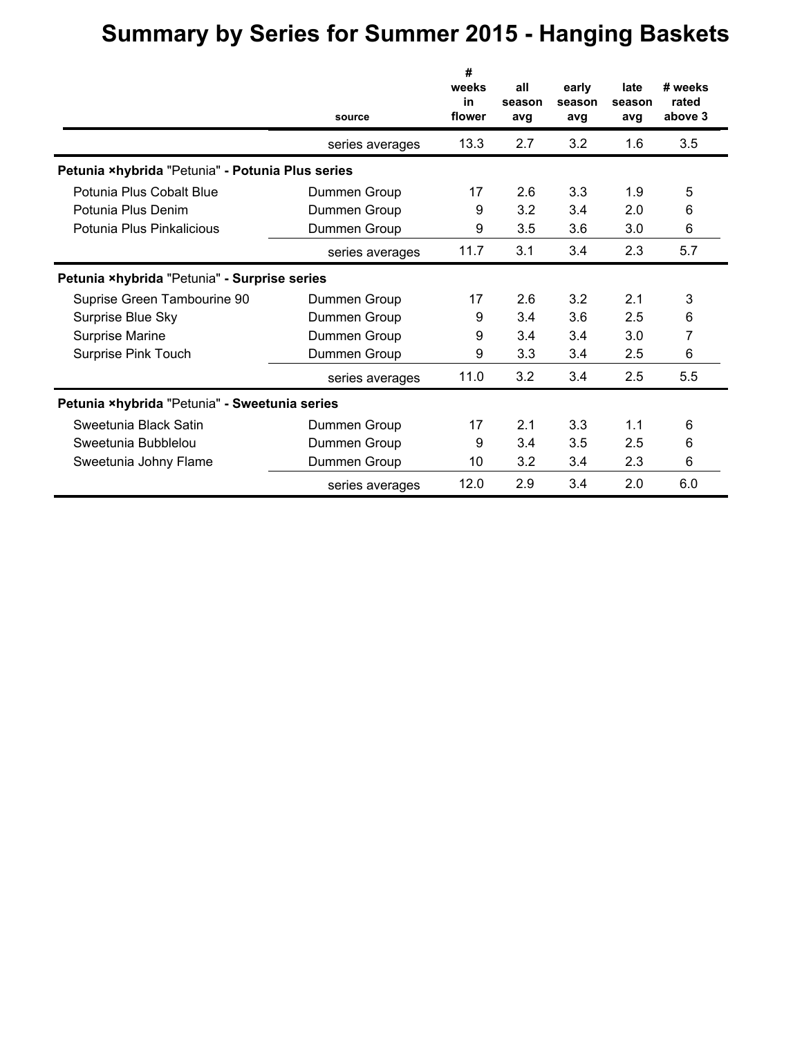# Summary by Series for Summer 2015 - Hanging Baskets

| | source | # weeks in flower | all season avg | early season avg | late season avg | # weeks rated above 3 |
|---|---|---|---|---|---|---|
| | series averages | 13.3 | 2.7 | 3.2 | 1.6 | 3.5 |
| **Petunia ×hybrida** "Petunia" **- Potunia Plus series** | | | | | | |
| Potunia Plus Cobalt Blue | Dummen Group | 17 | 2.6 | 3.3 | 1.9 | 5 |
| Potunia Plus Denim | Dummen Group | 9 | 3.2 | 3.4 | 2.0 | 6 |
| Potunia Plus Pinkalicious | Dummen Group | 9 | 3.5 | 3.6 | 3.0 | 6 |
| | series averages | 11.7 | 3.1 | 3.4 | 2.3 | 5.7 |
| **Petunia ×hybrida** "Petunia" **- Surprise series** | | | | | | |
| Suprise Green Tambourine 90 | Dummen Group | 17 | 2.6 | 3.2 | 2.1 | 3 |
| Surprise Blue Sky | Dummen Group | 9 | 3.4 | 3.6 | 2.5 | 6 |
| Surprise Marine | Dummen Group | 9 | 3.4 | 3.4 | 3.0 | 7 |
| Surprise Pink Touch | Dummen Group | 9 | 3.3 | 3.4 | 2.5 | 6 |
| | series averages | 11.0 | 3.2 | 3.4 | 2.5 | 5.5 |
| **Petunia ×hybrida** "Petunia" **- Sweetunia series** | | | | | | |
| Sweetunia Black Satin | Dummen Group | 17 | 2.1 | 3.3 | 1.1 | 6 |
| Sweetunia Bubblelou | Dummen Group | 9 | 3.4 | 3.5 | 2.5 | 6 |
| Sweetunia Johny Flame | Dummen Group | 10 | 3.2 | 3.4 | 2.3 | 6 |
| | series averages | 12.0 | 2.9 | 3.4 | 2.0 | 6.0 |